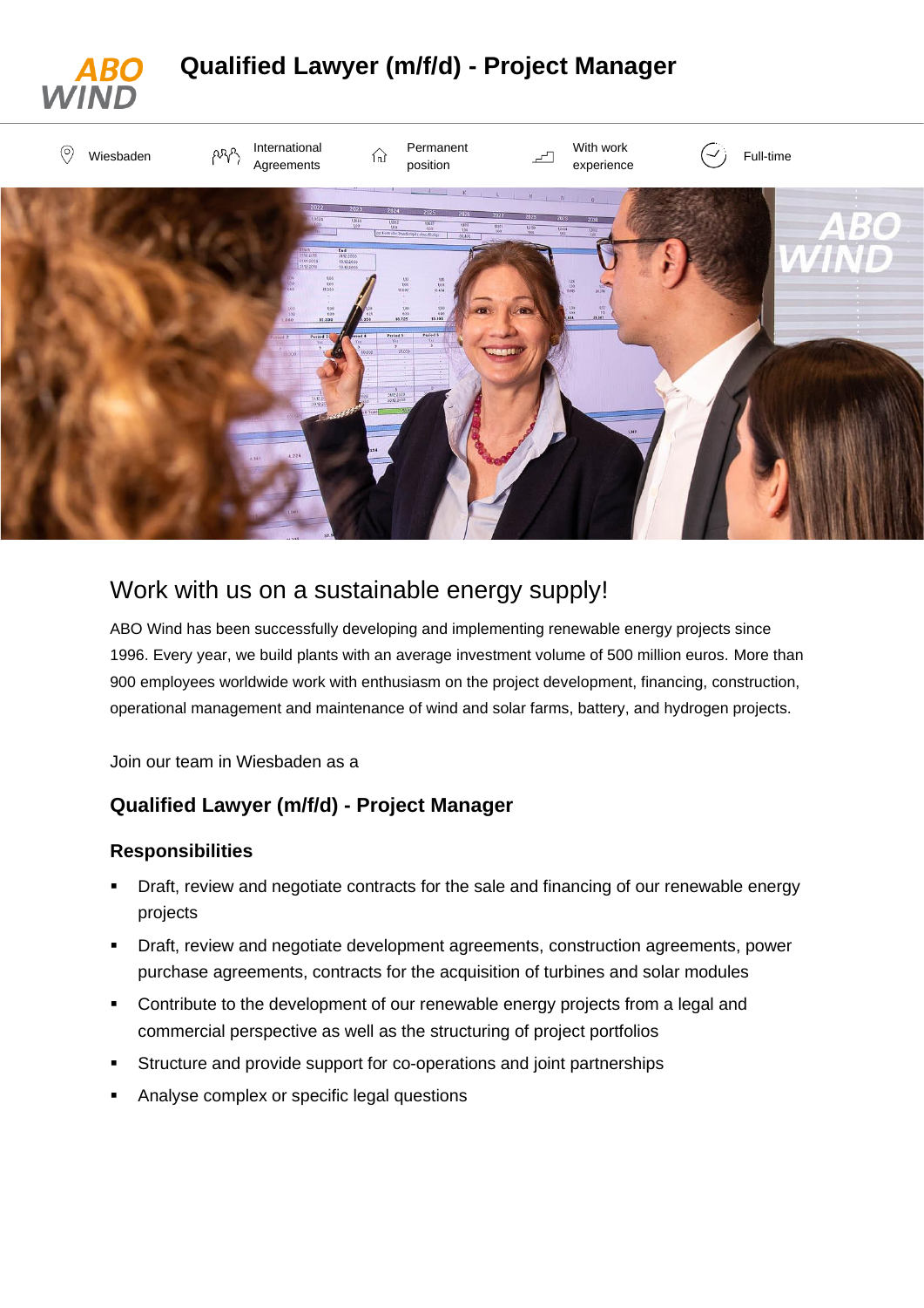# Qualified Lawyer (m/f/d) - Project Manager

Wiesbaden | International Agreements | Permanent position | With work experience | Full-time

## Work with us on a sustainable energy supply!

ABO Wind has been successfully developing and implementing renewable energy projects since 1996. Every year, we build plants with an average investment volume of 500 million euros. More than 900 employees worldwide work with enthusiasm on the project development, financing, construction, operational management and maintenance of wind and solar farms, battery, and hydrogen projects.

Join our team in Wiesbaden as a

### Qualified Lawyer (m/f/d) - Project Manager

#### Responsibilities

- Draft, review and negotiate contracts for the sale and financing of our renewable energy projects
- Draft, review and negotiate development agreements, construction agreements, power purchase agreements, contracts for the acquisition of turbines and solar modules
- Contribute to the development of our renewable energy projects from a legal and commercial perspective as well as the structuring of project portfolios
- Structure and provide support for co-operations and joint partnerships
- Analyse complex or specific legal questions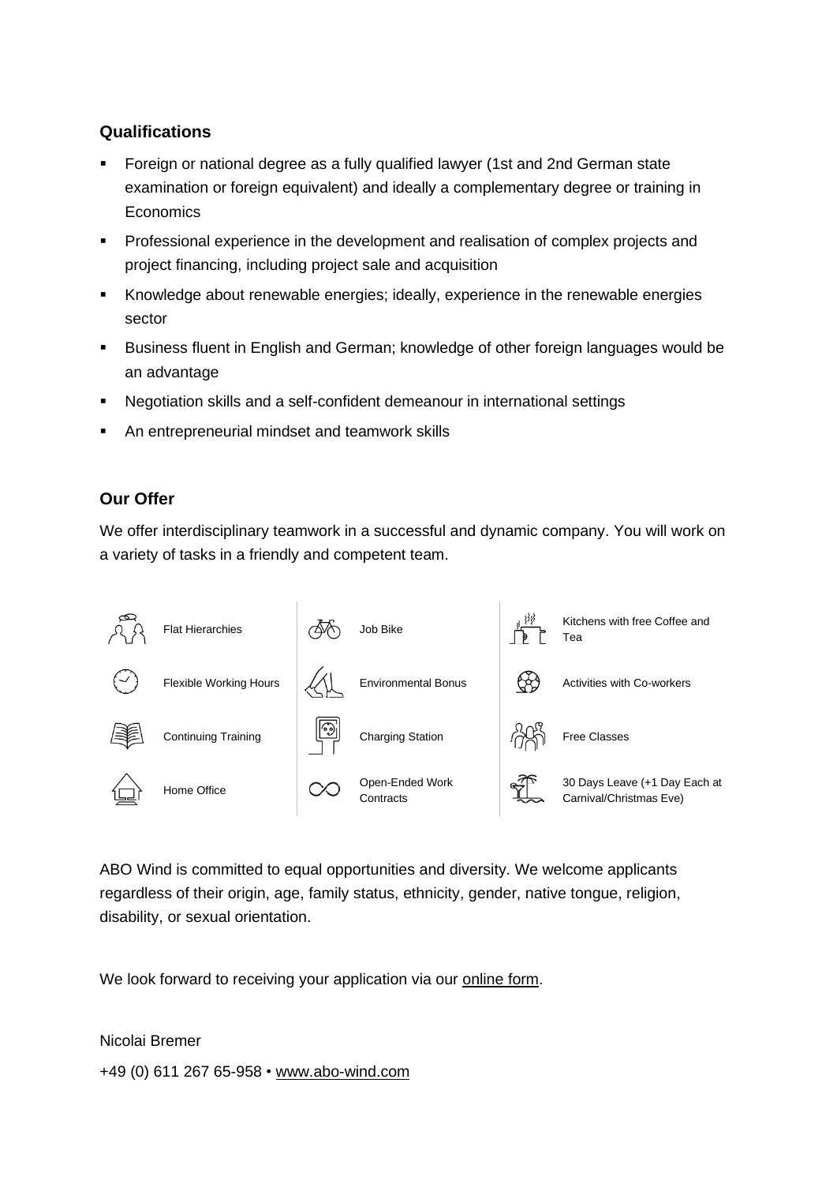## Qualifications

- Foreign or national degree as a fully qualified lawyer (1st and 2nd German state examination or foreign equivalent) and ideally a complementary degree or training in Economics
- Professional experience in the development and realisation of complex projects and project financing, including project sale and acquisition
- Knowledge about renewable energies; ideally, experience in the renewable energies sector
- Business fluent in English and German; knowledge of other foreign languages would be an advantage
- Negotiation skills and a self-confident demeanour in international settings
- An entrepreneurial mindset and teamwork skills

## Our Offer

We offer interdisciplinary teamwork in a successful and dynamic company. You will work on a variety of tasks in a friendly and competent team.

| | | |
|---|---|---|
| Flat Hierarchies | Job Bike | Kitchens with free Coffee and Tea |
| Flexible Working Hours | Environmental Bonus | Activities with Co-workers |
| Continuing Training | Charging Station | Free Classes |
| Home Office | Open-Ended Work Contracts | 30 Days Leave (+1 Day Each at Carnival/Christmas Eve) |

ABO Wind is committed to equal opportunities and diversity. We welcome applicants regardless of their origin, age, family status, ethnicity, gender, native tongue, religion, disability, or sexual orientation.

We look forward to receiving your application via our online form.

Nicolai Bremer

+49 (0) 611 267 65-958 • www.abo-wind.com